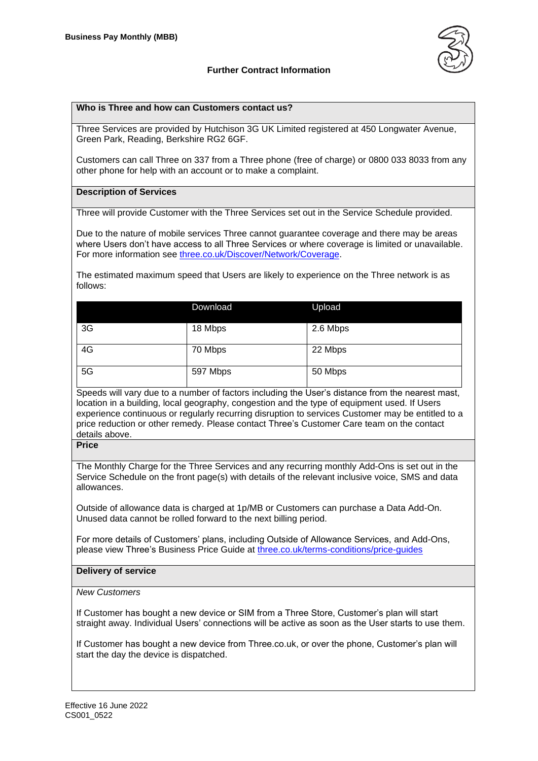**Business Pay Monthly (MBB)**

## Further Contract Information

### Who is Three and how can Customers contact us?

Three Services are provided by Hutchison 3G UK Limited registered at 450 Longwater Avenue, Green Park, Reading, Berkshire RG2 6GF.

Customers can call Three on 337 from a Three phone (free of charge) or 0800 033 8033 from any other phone for help with an account or to make a complaint.

### Description of Services

Three will provide Customer with the Three Services set out in the Service Schedule provided.

Due to the nature of mobile services Three cannot guarantee coverage and there may be areas where Users don't have access to all Three Services or where coverage is limited or unavailable. For more information see [three.co.uk/Discover/Network/Coverage](three.co.uk/Discover/Network/Coverage).

The estimated maximum speed that Users are likely to experience on the Three network is as follows:

| | Download | Upload |
|---|---|---|
| 3G | 18 Mbps | 2.6 Mbps |
| 4G | 70 Mbps | 22 Mbps |
| 5G | 597 Mbps | 50 Mbps |

Speeds will vary due to a number of factors including the User's distance from the nearest mast, location in a building, local geography, congestion and the type of equipment used. If Users experience continuous or regularly recurring disruption to services Customer may be entitled to a price reduction or other remedy. Please contact Three's Customer Care team on the contact details above.

### Price

The Monthly Charge for the Three Services and any recurring monthly Add-Ons is set out in the Service Schedule on the front page(s) with details of the relevant inclusive voice, SMS and data allowances.

Outside of allowance data is charged at 1p/MB or Customers can purchase a Data Add-On. Unused data cannot be rolled forward to the next billing period.

For more details of Customers' plans, including Outside of Allowance Services, and Add-Ons, please view Three's Business Price Guide at [three.co.uk/terms-conditions/price-guides](three.co.uk/terms-conditions/price-guides)

### Delivery of service

*New Customers*

If Customer has bought a new device or SIM from a Three Store, Customer's plan will start straight away. Individual Users' connections will be active as soon as the User starts to use them.

If Customer has bought a new device from Three.co.uk, or over the phone, Customer's plan will start the day the device is dispatched.

Effective 16 June 2022
CS001_0522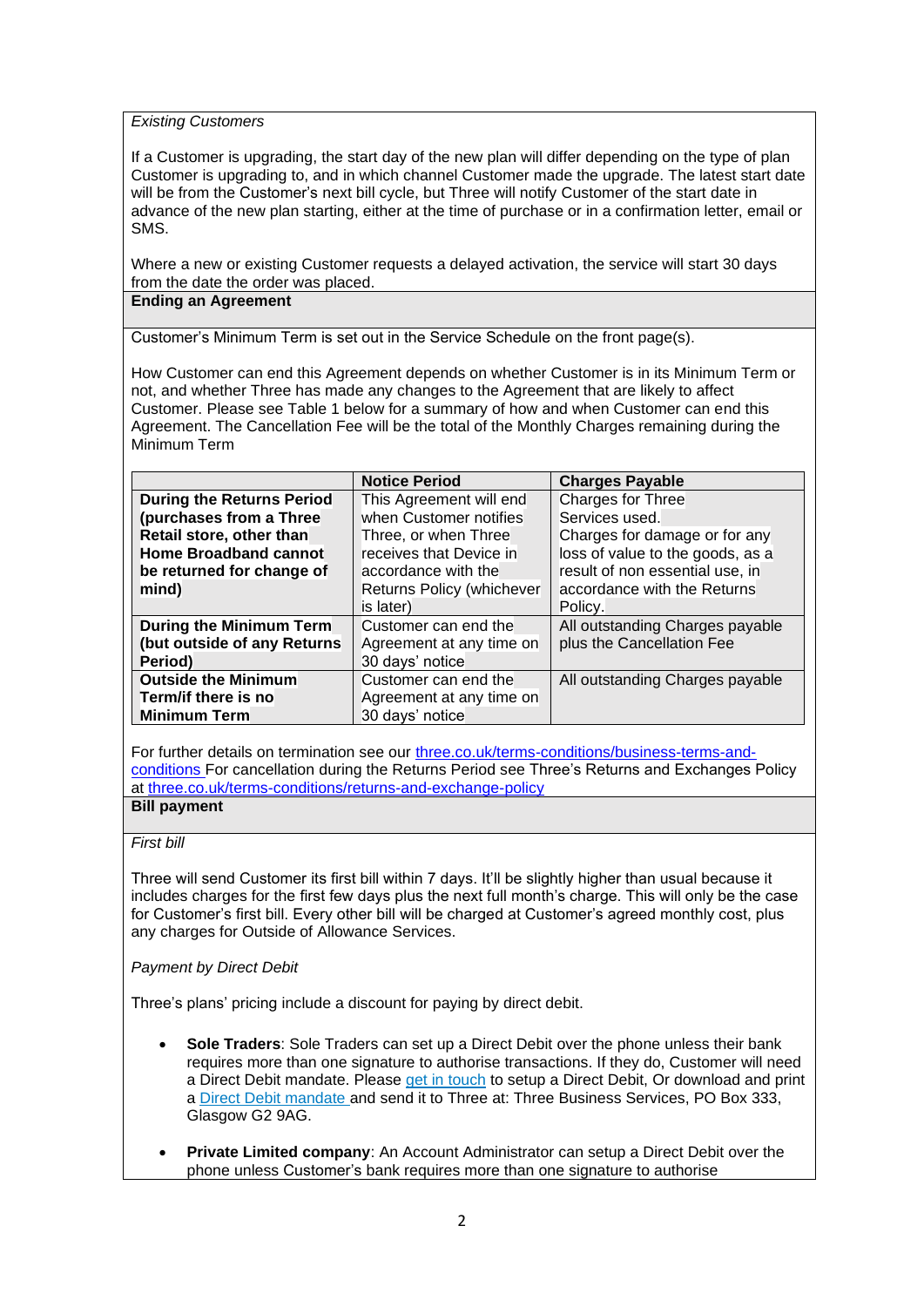*Existing Customers*

If a Customer is upgrading, the start day of the new plan will differ depending on the type of plan Customer is upgrading to, and in which channel Customer made the upgrade. The latest start date will be from the Customer's next bill cycle, but Three will notify Customer of the start date in advance of the new plan starting, either at the time of purchase or in a confirmation letter, email or SMS.

Where a new or existing Customer requests a delayed activation, the service will start 30 days from the date the order was placed.

**Ending an Agreement**

Customer's Minimum Term is set out in the Service Schedule on the front page(s).

How Customer can end this Agreement depends on whether Customer is in its Minimum Term or not, and whether Three has made any changes to the Agreement that are likely to affect Customer. Please see Table 1 below for a summary of how and when Customer can end this Agreement. The Cancellation Fee will be the total of the Monthly Charges remaining during the Minimum Term

| | **Notice Period** | **Charges Payable** |
|---|---|---|
| **During the Returns Period (purchases from a Three Retail store, other than Home Broadband cannot be returned for change of mind)** | This Agreement will end when Customer notifies Three, or when Three receives that Device in accordance with the Returns Policy (whichever is later) | Charges for Three Services used. Charges for damage or for any loss of value to the goods, as a result of non essential use, in accordance with the Returns Policy. |
| **During the Minimum Term (but outside of any Returns Period)** | Customer can end the Agreement at any time on 30 days' notice | All outstanding Charges payable plus the Cancellation Fee |
| **Outside the Minimum Term/if there is no Minimum Term** | Customer can end the Agreement at any time on 30 days' notice | All outstanding Charges payable |

For further details on termination see our [three.co.uk/terms-conditions/business-terms-and-conditions](three.co.uk/terms-conditions/business-terms-and-conditions) For cancellation during the Returns Period see Three's Returns and Exchanges Policy at [three.co.uk/terms-conditions/returns-and-exchange-policy](three.co.uk/terms-conditions/returns-and-exchange-policy)

**Bill payment**

*First bill*

Three will send Customer its first bill within 7 days. It'll be slightly higher than usual because it includes charges for the first few days plus the next full month's charge. This will only be the case for Customer's first bill. Every other bill will be charged at Customer's agreed monthly cost, plus any charges for Outside of Allowance Services.

*Payment by Direct Debit*

Three's plans' pricing include a discount for paying by direct debit.

- **Sole Traders**: Sole Traders can set up a Direct Debit over the phone unless their bank requires more than one signature to authorise transactions. If they do, Customer will need a Direct Debit mandate. Please get in touch to setup a Direct Debit, Or download and print a Direct Debit mandate and send it to Three at: Three Business Services, PO Box 333, Glasgow G2 9AG.
- **Private Limited company**: An Account Administrator can setup a Direct Debit over the phone unless Customer's bank requires more than one signature to authorise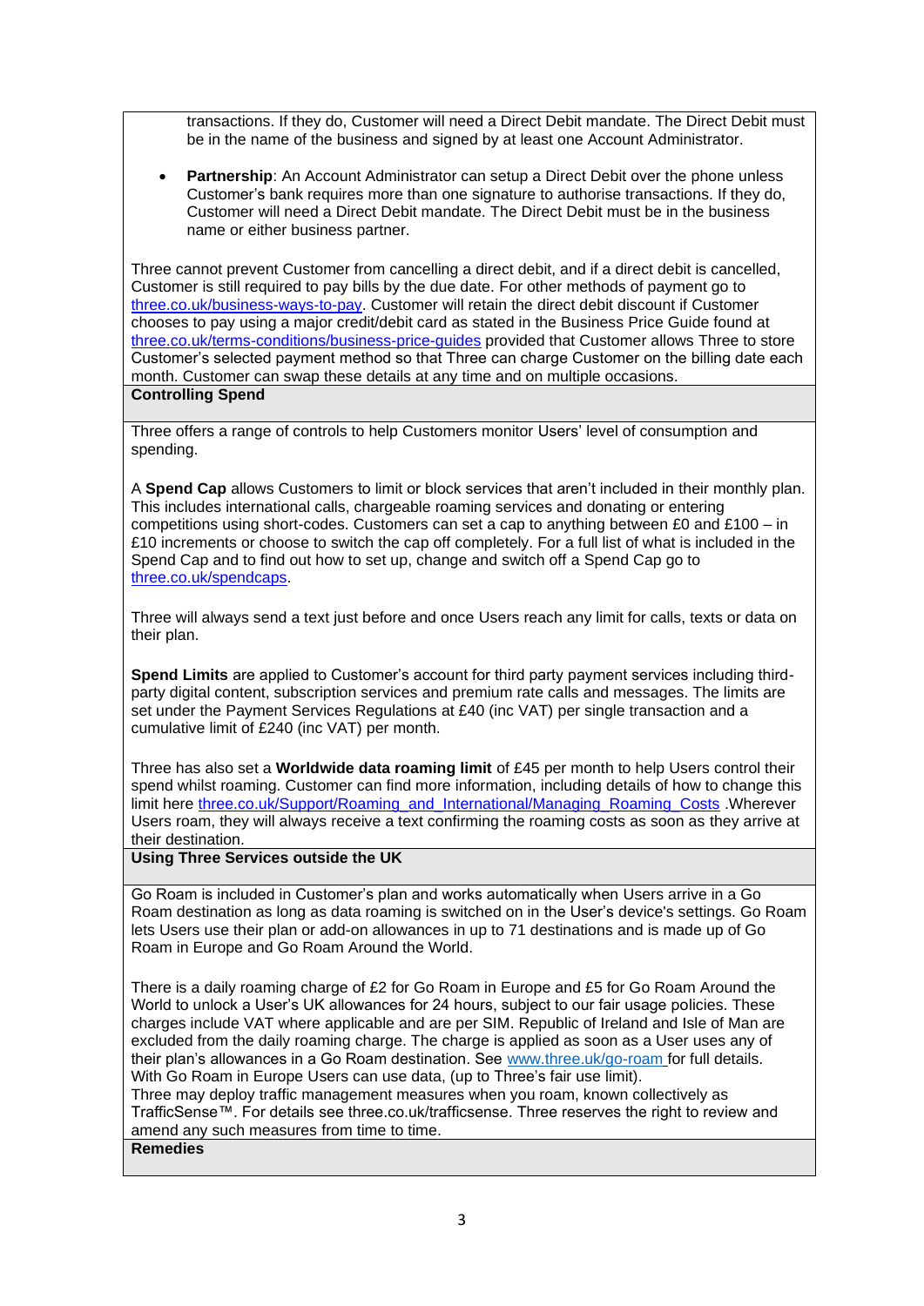transactions. If they do, Customer will need a Direct Debit mandate. The Direct Debit must be in the name of the business and signed by at least one Account Administrator.

- **Partnership**: An Account Administrator can setup a Direct Debit over the phone unless Customer's bank requires more than one signature to authorise transactions. If they do, Customer will need a Direct Debit mandate. The Direct Debit must be in the business name or either business partner.

Three cannot prevent Customer from cancelling a direct debit, and if a direct debit is cancelled, Customer is still required to pay bills by the due date. For other methods of payment go to three.co.uk/business-ways-to-pay. Customer will retain the direct debit discount if Customer chooses to pay using a major credit/debit card as stated in the Business Price Guide found at three.co.uk/terms-conditions/business-price-guides provided that Customer allows Three to store Customer's selected payment method so that Three can charge Customer on the billing date each month. Customer can swap these details at any time and on multiple occasions.

## Controlling Spend

Three offers a range of controls to help Customers monitor Users' level of consumption and spending.

A **Spend Cap** allows Customers to limit or block services that aren't included in their monthly plan. This includes international calls, chargeable roaming services and donating or entering competitions using short-codes. Customers can set a cap to anything between £0 and £100 – in £10 increments or choose to switch the cap off completely. For a full list of what is included in the Spend Cap and to find out how to set up, change and switch off a Spend Cap go to three.co.uk/spendcaps.

Three will always send a text just before and once Users reach any limit for calls, texts or data on their plan.

**Spend Limits** are applied to Customer's account for third party payment services including third-party digital content, subscription services and premium rate calls and messages. The limits are set under the Payment Services Regulations at £40 (inc VAT) per single transaction and a cumulative limit of £240 (inc VAT) per month.

Three has also set a **Worldwide data roaming limit** of £45 per month to help Users control their spend whilst roaming. Customer can find more information, including details of how to change this limit here three.co.uk/Support/Roaming_and_International/Managing_Roaming_Costs .Wherever Users roam, they will always receive a text confirming the roaming costs as soon as they arrive at their destination.

## Using Three Services outside the UK

Go Roam is included in Customer's plan and works automatically when Users arrive in a Go Roam destination as long as data roaming is switched on in the User's device's settings. Go Roam lets Users use their plan or add-on allowances in up to 71 destinations and is made up of Go Roam in Europe and Go Roam Around the World.

There is a daily roaming charge of £2 for Go Roam in Europe and £5 for Go Roam Around the World to unlock a User's UK allowances for 24 hours, subject to our fair usage policies. These charges include VAT where applicable and are per SIM. Republic of Ireland and Isle of Man are excluded from the daily roaming charge. The charge is applied as soon as a User uses any of their plan's allowances in a Go Roam destination. See www.three.uk/go-roam for full details. With Go Roam in Europe Users can use data, (up to Three's fair use limit).
Three may deploy traffic management measures when you roam, known collectively as TrafficSense™. For details see three.co.uk/trafficsense. Three reserves the right to review and amend any such measures from time to time.

## Remedies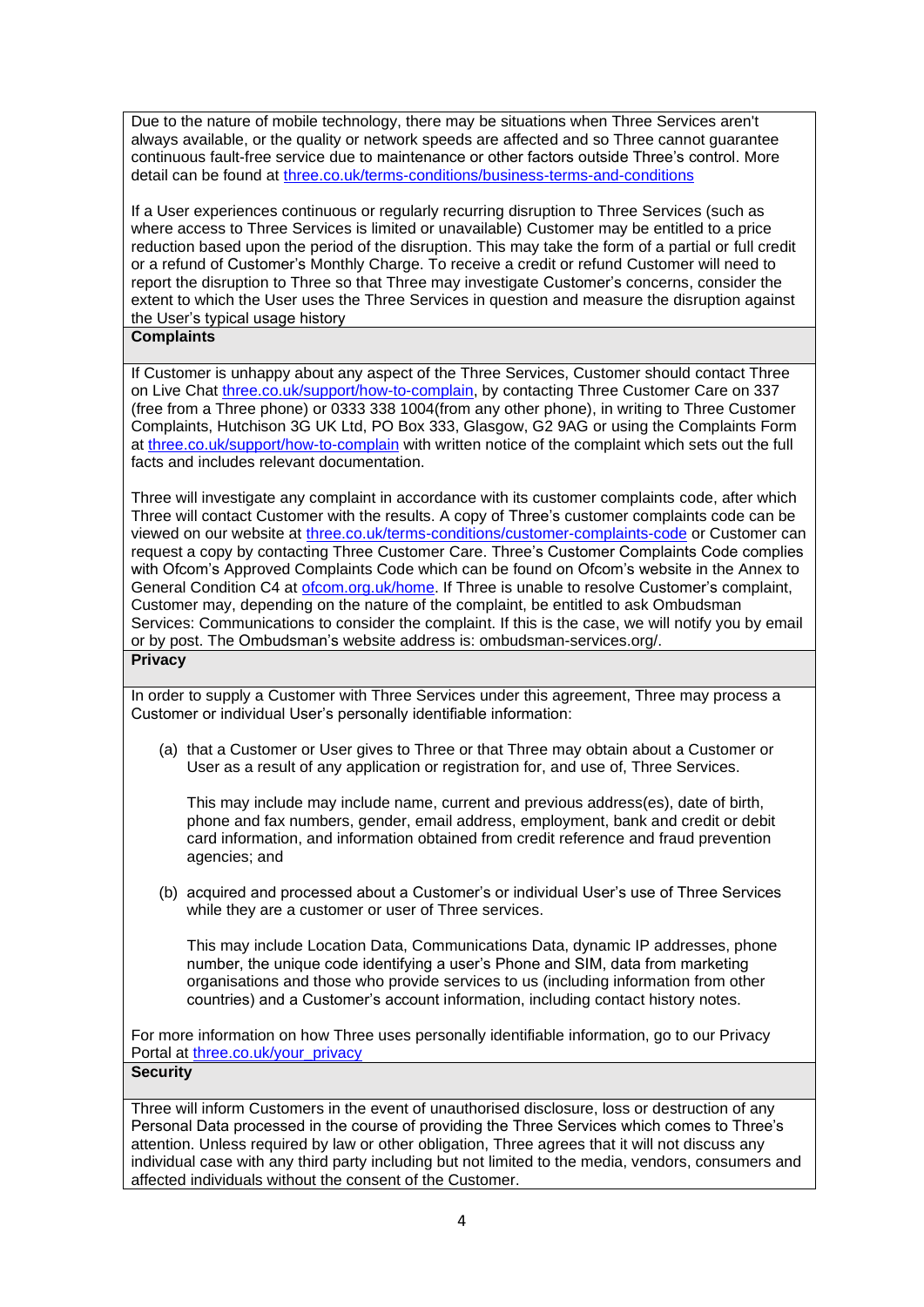Due to the nature of mobile technology, there may be situations when Three Services aren't always available, or the quality or network speeds are affected and so Three cannot guarantee continuous fault-free service due to maintenance or other factors outside Three's control. More detail can be found at [three.co.uk/terms-conditions/business-terms-and-conditions](three.co.uk/terms-conditions/business-terms-and-conditions)

If a User experiences continuous or regularly recurring disruption to Three Services (such as where access to Three Services is limited or unavailable) Customer may be entitled to a price reduction based upon the period of the disruption. This may take the form of a partial or full credit or a refund of Customer's Monthly Charge. To receive a credit or refund Customer will need to report the disruption to Three so that Three may investigate Customer's concerns, consider the extent to which the User uses the Three Services in question and measure the disruption against the User's typical usage history

## Complaints

If Customer is unhappy about any aspect of the Three Services, Customer should contact Three on Live Chat [three.co.uk/support/how-to-complain](three.co.uk/support/how-to-complain), by contacting Three Customer Care on 337 (free from a Three phone) or 0333 338 1004(from any other phone), in writing to Three Customer Complaints, Hutchison 3G UK Ltd, PO Box 333, Glasgow, G2 9AG or using the Complaints Form at [three.co.uk/support/how-to-complain](three.co.uk/support/how-to-complain) with written notice of the complaint which sets out the full facts and includes relevant documentation.

Three will investigate any complaint in accordance with its customer complaints code, after which Three will contact Customer with the results. A copy of Three's customer complaints code can be viewed on our website at [three.co.uk/terms-conditions/customer-complaints-code](three.co.uk/terms-conditions/customer-complaints-code) or Customer can request a copy by contacting Three Customer Care. Three's Customer Complaints Code complies with Ofcom's Approved Complaints Code which can be found on Ofcom's website in the Annex to General Condition C4 at [ofcom.org.uk/home](ofcom.org.uk/home). If Three is unable to resolve Customer's complaint, Customer may, depending on the nature of the complaint, be entitled to ask Ombudsman Services: Communications to consider the complaint. If this is the case, we will notify you by email or by post. The Ombudsman's website address is: ombudsman-services.org/.

## Privacy

In order to supply a Customer with Three Services under this agreement, Three may process a Customer or individual User's personally identifiable information:

(a) that a Customer or User gives to Three or that Three may obtain about a Customer or User as a result of any application or registration for, and use of, Three Services.

This may include may include name, current and previous address(es), date of birth, phone and fax numbers, gender, email address, employment, bank and credit or debit card information, and information obtained from credit reference and fraud prevention agencies; and

(b) acquired and processed about a Customer's or individual User's use of Three Services while they are a customer or user of Three services.

This may include Location Data, Communications Data, dynamic IP addresses, phone number, the unique code identifying a user's Phone and SIM, data from marketing organisations and those who provide services to us (including information from other countries) and a Customer's account information, including contact history notes.

For more information on how Three uses personally identifiable information, go to our Privacy Portal at [three.co.uk/your_privacy](three.co.uk/your_privacy)

## Security

Three will inform Customers in the event of unauthorised disclosure, loss or destruction of any Personal Data processed in the course of providing the Three Services which comes to Three's attention. Unless required by law or other obligation, Three agrees that it will not discuss any individual case with any third party including but not limited to the media, vendors, consumers and affected individuals without the consent of the Customer.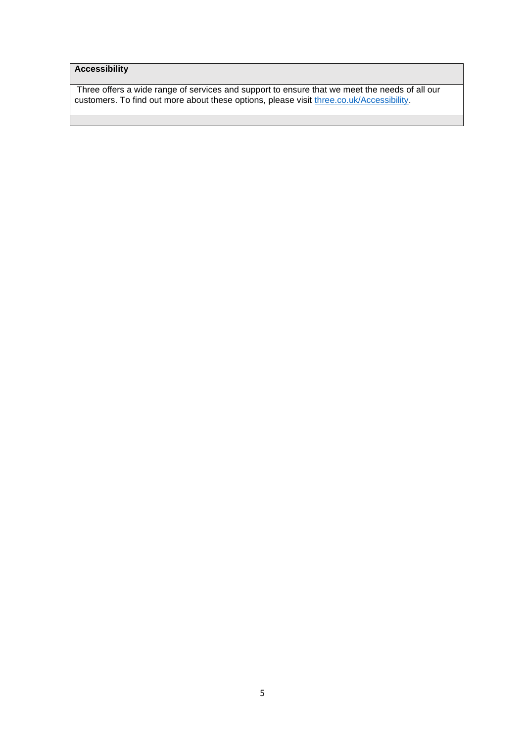| **Accessibility** |
| --- |
| Three offers a wide range of services and support to ensure that we meet the needs of all our customers. To find out more about these options, please visit three.co.uk/Accessibility. |
| |